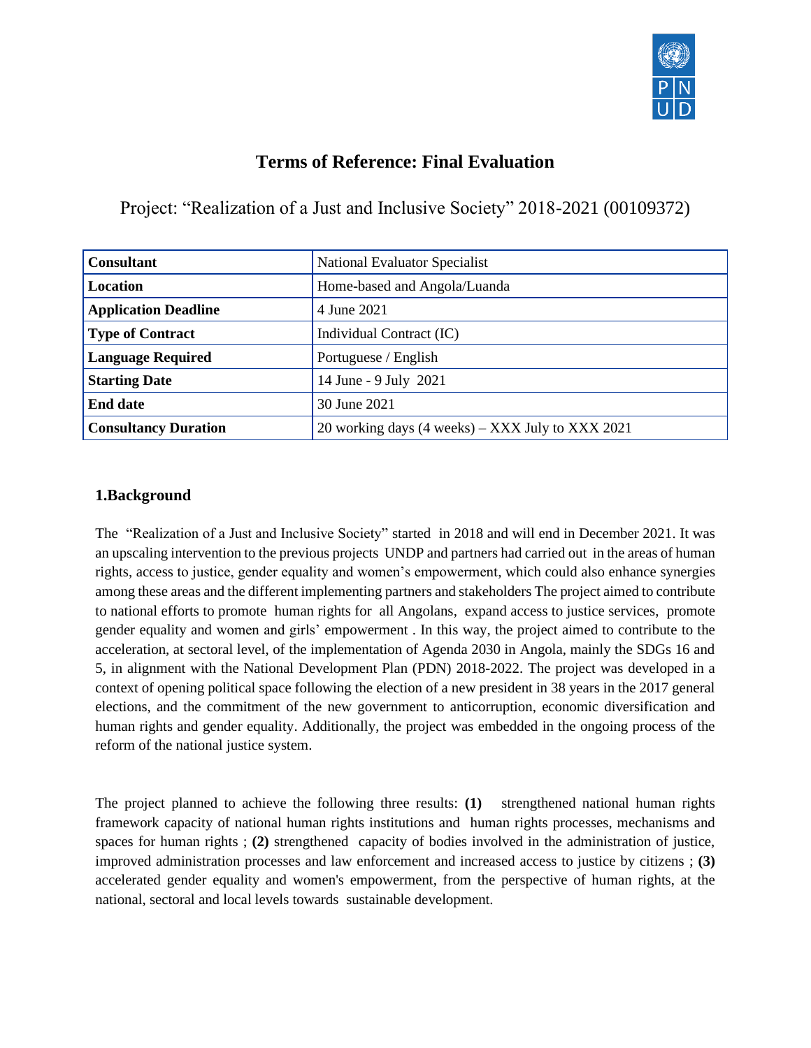# Terms of Reference: Final Evaluation

Project: "Realization of a Just and Inclusive Society" 2018-2021 (00109372)

| | |
|---|---|
| **Consultant** | National Evaluator Specialist |
| **Location** | Home-based and Angola/Luanda |
| **Application Deadline** | 4 June 2021 |
| **Type of Contract** | Individual Contract (IC) |
| **Language Required** | Portuguese / English |
| **Starting Date** | 14 June - 9 July 2021 |
| **End date** | 30 June 2021 |
| **Consultancy Duration** | 20 working days (4 weeks) – XXX July to XXX 2021 |

## 1.Background

The "Realization of a Just and Inclusive Society" started in 2018 and will end in December 2021. It was an upscaling intervention to the previous projects UNDP and partners had carried out in the areas of human rights, access to justice, gender equality and women's empowerment, which could also enhance synergies among these areas and the different implementing partners and stakeholders The project aimed to contribute to national efforts to promote human rights for all Angolans, expand access to justice services, promote gender equality and women and girls' empowerment . In this way, the project aimed to contribute to the acceleration, at sectoral level, of the implementation of Agenda 2030 in Angola, mainly the SDGs 16 and 5, in alignment with the National Development Plan (PDN) 2018-2022. The project was developed in a context of opening political space following the election of a new president in 38 years in the 2017 general elections, and the commitment of the new government to anticorruption, economic diversification and human rights and gender equality. Additionally, the project was embedded in the ongoing process of the reform of the national justice system.

The project planned to achieve the following three results: **(1)** strengthened national human rights framework capacity of national human rights institutions and human rights processes, mechanisms and spaces for human rights ; **(2)** strengthened capacity of bodies involved in the administration of justice, improved administration processes and law enforcement and increased access to justice by citizens ; **(3)** accelerated gender equality and women's empowerment, from the perspective of human rights, at the national, sectoral and local levels towards sustainable development.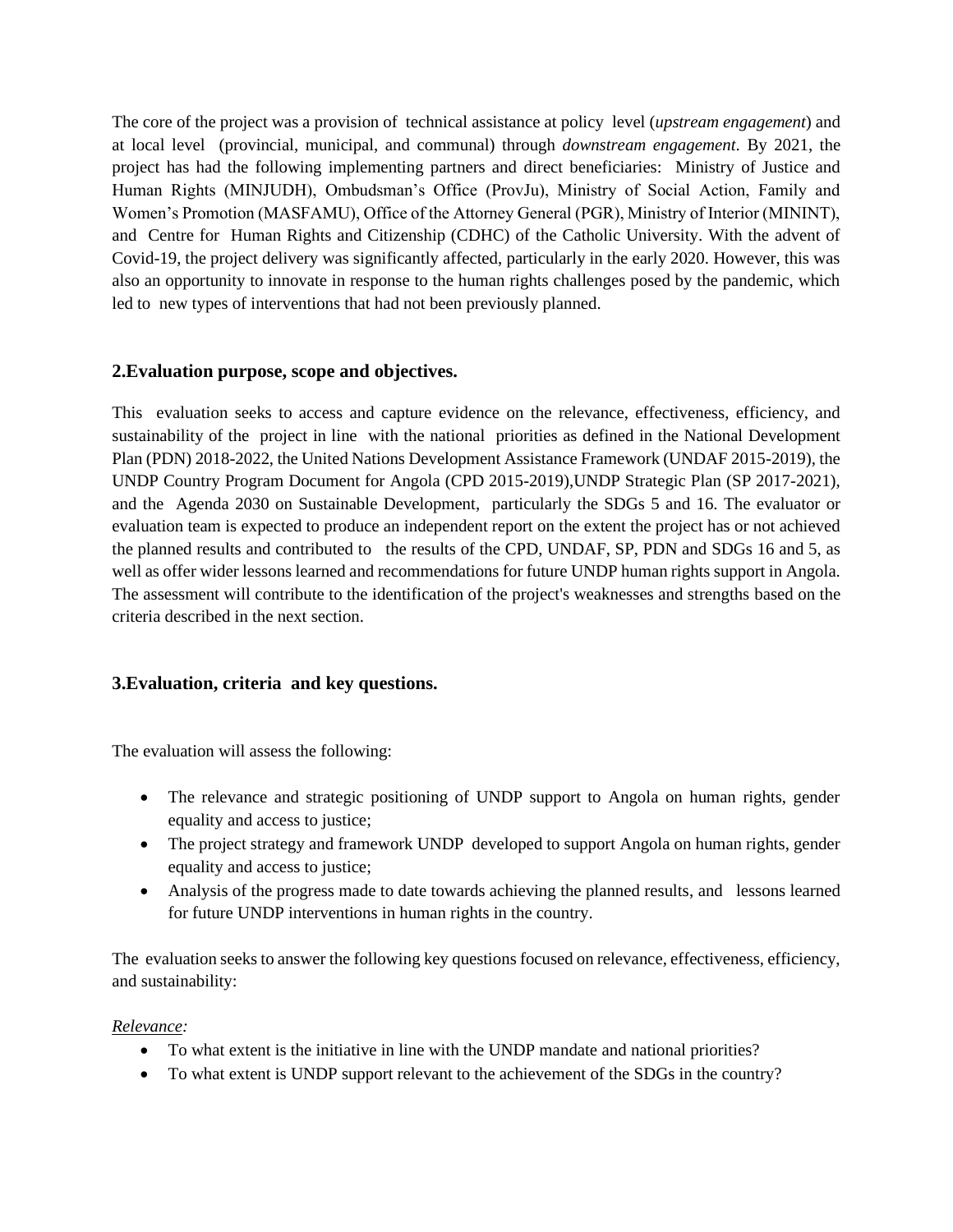The core of the project was a provision of technical assistance at policy level (*upstream engagement*) and at local level (provincial, municipal, and communal) through *downstream engagement*. By 2021, the project has had the following implementing partners and direct beneficiaries: Ministry of Justice and Human Rights (MINJUDH), Ombudsman's Office (ProvJu), Ministry of Social Action, Family and Women's Promotion (MASFAMU), Office of the Attorney General (PGR), Ministry of Interior (MININT), and Centre for Human Rights and Citizenship (CDHC) of the Catholic University. With the advent of Covid-19, the project delivery was significantly affected, particularly in the early 2020. However, this was also an opportunity to innovate in response to the human rights challenges posed by the pandemic, which led to new types of interventions that had not been previously planned.

## 2.Evaluation purpose, scope and objectives.

This evaluation seeks to access and capture evidence on the relevance, effectiveness, efficiency, and sustainability of the project in line with the national priorities as defined in the National Development Plan (PDN) 2018-2022, the United Nations Development Assistance Framework (UNDAF 2015-2019), the UNDP Country Program Document for Angola (CPD 2015-2019),UNDP Strategic Plan (SP 2017-2021), and the Agenda 2030 on Sustainable Development, particularly the SDGs 5 and 16. The evaluator or evaluation team is expected to produce an independent report on the extent the project has or not achieved the planned results and contributed to the results of the CPD, UNDAF, SP, PDN and SDGs 16 and 5, as well as offer wider lessons learned and recommendations for future UNDP human rights support in Angola. The assessment will contribute to the identification of the project's weaknesses and strengths based on the criteria described in the next section.

## 3.Evaluation, criteria and key questions.

The evaluation will assess the following:

- The relevance and strategic positioning of UNDP support to Angola on human rights, gender equality and access to justice;
- The project strategy and framework UNDP developed to support Angola on human rights, gender equality and access to justice;
- Analysis of the progress made to date towards achieving the planned results, and lessons learned for future UNDP interventions in human rights in the country.

The evaluation seeks to answer the following key questions focused on relevance, effectiveness, efficiency, and sustainability:

*Relevance:*

- To what extent is the initiative in line with the UNDP mandate and national priorities?
- To what extent is UNDP support relevant to the achievement of the SDGs in the country?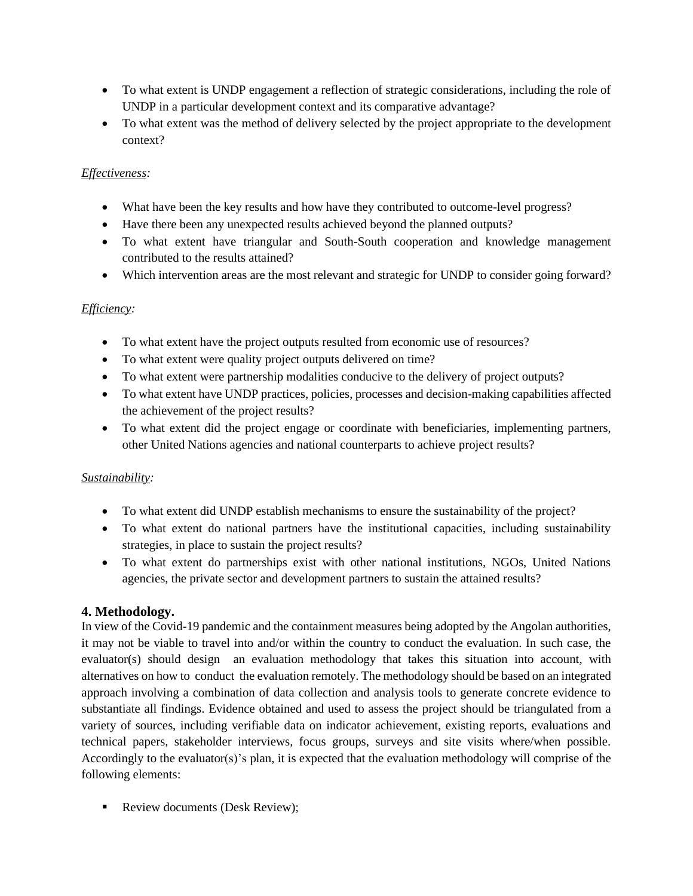- To what extent is UNDP engagement a reflection of strategic considerations, including the role of UNDP in a particular development context and its comparative advantage?
- To what extent was the method of delivery selected by the project appropriate to the development context?

*Effectiveness:*

- What have been the key results and how have they contributed to outcome-level progress?
- Have there been any unexpected results achieved beyond the planned outputs?
- To what extent have triangular and South-South cooperation and knowledge management contributed to the results attained?
- Which intervention areas are the most relevant and strategic for UNDP to consider going forward?

*Efficiency:*

- To what extent have the project outputs resulted from economic use of resources?
- To what extent were quality project outputs delivered on time?
- To what extent were partnership modalities conducive to the delivery of project outputs?
- To what extent have UNDP practices, policies, processes and decision-making capabilities affected the achievement of the project results?
- To what extent did the project engage or coordinate with beneficiaries, implementing partners, other United Nations agencies and national counterparts to achieve project results?

*Sustainability:*

- To what extent did UNDP establish mechanisms to ensure the sustainability of the project?
- To what extent do national partners have the institutional capacities, including sustainability strategies, in place to sustain the project results?
- To what extent do partnerships exist with other national institutions, NGOs, United Nations agencies, the private sector and development partners to sustain the attained results?

## 4. Methodology.

In view of the Covid-19 pandemic and the containment measures being adopted by the Angolan authorities, it may not be viable to travel into and/or within the country to conduct the evaluation. In such case, the evaluator(s) should design an evaluation methodology that takes this situation into account, with alternatives on how to conduct the evaluation remotely. The methodology should be based on an integrated approach involving a combination of data collection and analysis tools to generate concrete evidence to substantiate all findings. Evidence obtained and used to assess the project should be triangulated from a variety of sources, including verifiable data on indicator achievement, existing reports, evaluations and technical papers, stakeholder interviews, focus groups, surveys and site visits where/when possible. Accordingly to the evaluator(s)'s plan, it is expected that the evaluation methodology will comprise of the following elements:

- Review documents (Desk Review);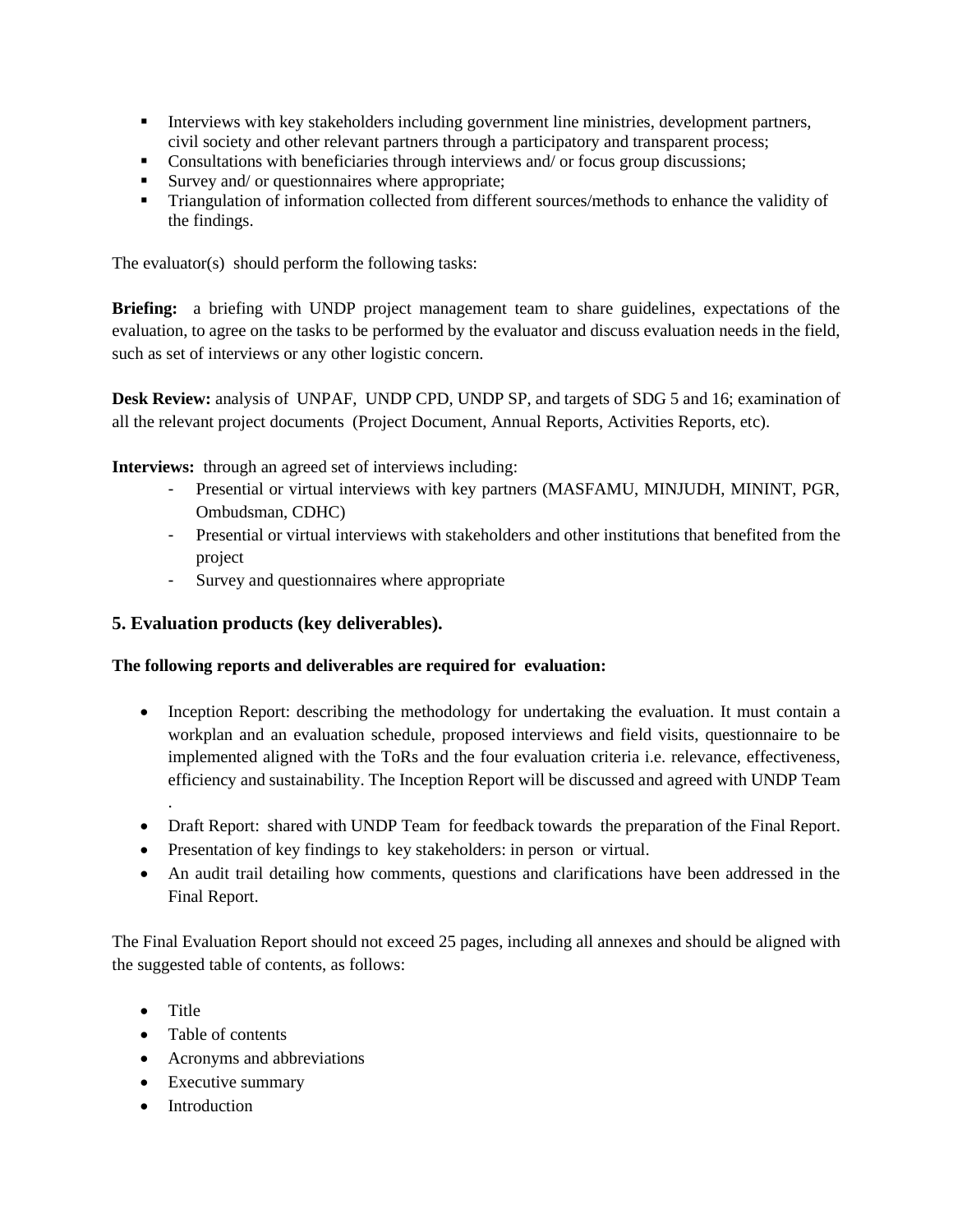- Interviews with key stakeholders including government line ministries, development partners, civil society and other relevant partners through a participatory and transparent process;
- Consultations with beneficiaries through interviews and/ or focus group discussions;
- Survey and/ or questionnaires where appropriate;
- Triangulation of information collected from different sources/methods to enhance the validity of the findings.

The evaluator(s) should perform the following tasks:

**Briefing:** a briefing with UNDP project management team to share guidelines, expectations of the evaluation, to agree on the tasks to be performed by the evaluator and discuss evaluation needs in the field, such as set of interviews or any other logistic concern.

**Desk Review:** analysis of UNPAF, UNDP CPD, UNDP SP, and targets of SDG 5 and 16; examination of all the relevant project documents (Project Document, Annual Reports, Activities Reports, etc).

**Interviews:** through an agreed set of interviews including:

- Presential or virtual interviews with key partners (MASFAMU, MINJUDH, MININT, PGR, Ombudsman, CDHC)
- Presential or virtual interviews with stakeholders and other institutions that benefited from the project
- Survey and questionnaires where appropriate

## 5. Evaluation products (key deliverables).

**The following reports and deliverables are required for evaluation:**

- Inception Report: describing the methodology for undertaking the evaluation. It must contain a workplan and an evaluation schedule, proposed interviews and field visits, questionnaire to be implemented aligned with the ToRs and the four evaluation criteria i.e. relevance, effectiveness, efficiency and sustainability. The Inception Report will be discussed and agreed with UNDP Team .
- Draft Report: shared with UNDP Team for feedback towards the preparation of the Final Report.
- Presentation of key findings to key stakeholders: in person or virtual.
- An audit trail detailing how comments, questions and clarifications have been addressed in the Final Report.

The Final Evaluation Report should not exceed 25 pages, including all annexes and should be aligned with the suggested table of contents, as follows:

- Title
- Table of contents
- Acronyms and abbreviations
- Executive summary
- Introduction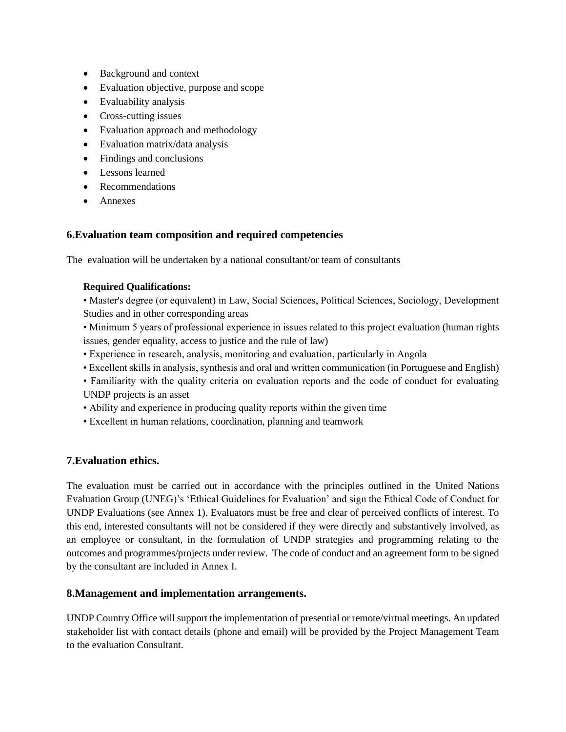- Background and context
- Evaluation objective, purpose and scope
- Evaluability analysis
- Cross-cutting issues
- Evaluation approach and methodology
- Evaluation matrix/data analysis
- Findings and conclusions
- Lessons learned
- Recommendations
- Annexes

## 6.Evaluation team composition and required competencies

The evaluation will be undertaken by a national consultant/or team of consultants

**Required Qualifications:**

• Master's degree (or equivalent) in Law, Social Sciences, Political Sciences, Sociology, Development Studies and in other corresponding areas

• Minimum 5 years of professional experience in issues related to this project evaluation (human rights issues, gender equality, access to justice and the rule of law)

• Experience in research, analysis, monitoring and evaluation, particularly in Angola

• Excellent skills in analysis, synthesis and oral and written communication (in Portuguese and English)

• Familiarity with the quality criteria on evaluation reports and the code of conduct for evaluating UNDP projects is an asset

• Ability and experience in producing quality reports within the given time

• Excellent in human relations, coordination, planning and teamwork

## 7.Evaluation ethics.

The evaluation must be carried out in accordance with the principles outlined in the United Nations Evaluation Group (UNEG)'s 'Ethical Guidelines for Evaluation' and sign the Ethical Code of Conduct for UNDP Evaluations (see Annex 1). Evaluators must be free and clear of perceived conflicts of interest. To this end, interested consultants will not be considered if they were directly and substantively involved, as an employee or consultant, in the formulation of UNDP strategies and programming relating to the outcomes and programmes/projects under review. The code of conduct and an agreement form to be signed by the consultant are included in Annex I.

## 8.Management and implementation arrangements.

UNDP Country Office will support the implementation of presential or remote/virtual meetings. An updated stakeholder list with contact details (phone and email) will be provided by the Project Management Team to the evaluation Consultant.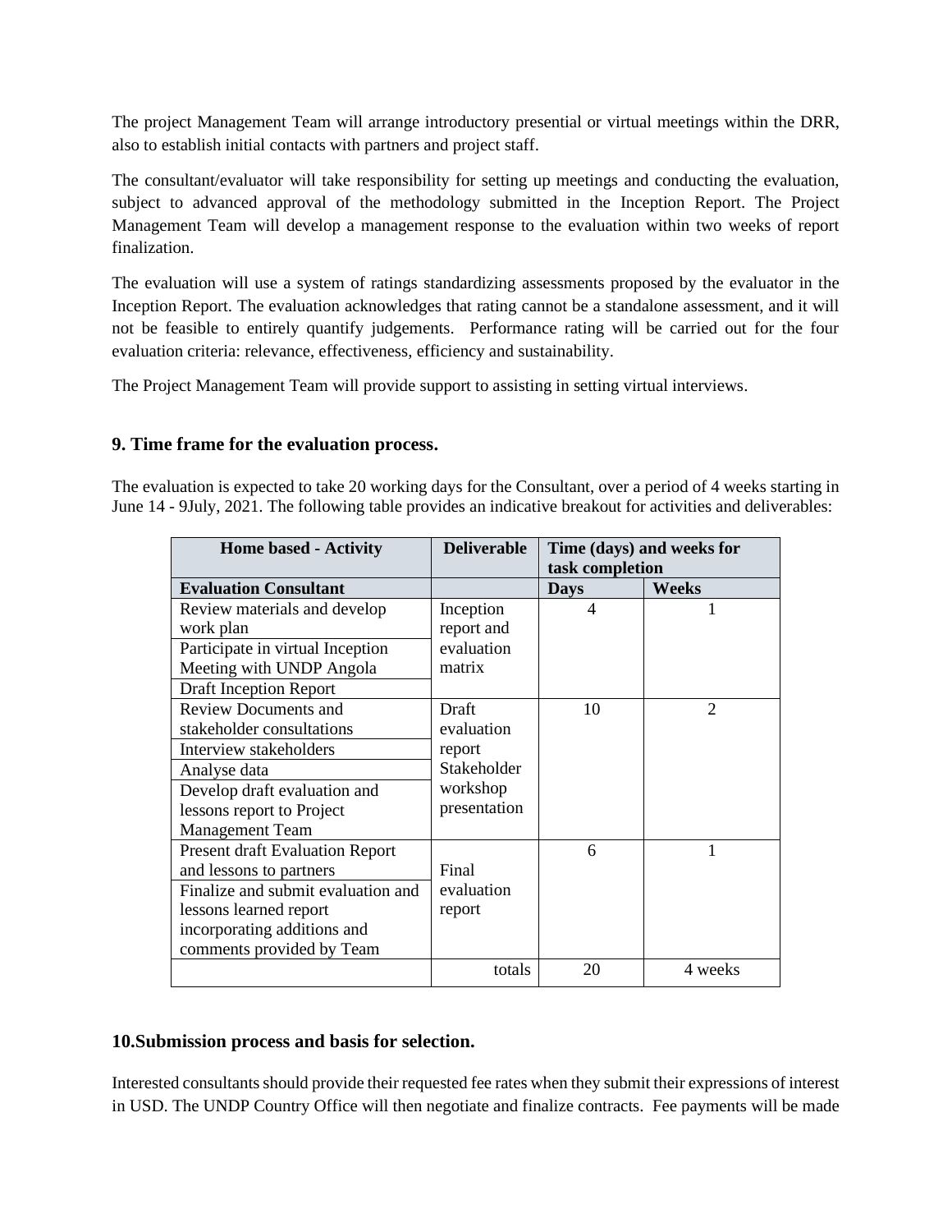The project Management Team will arrange introductory presential or virtual meetings within the DRR, also to establish initial contacts with partners and project staff.

The consultant/evaluator will take responsibility for setting up meetings and conducting the evaluation, subject to advanced approval of the methodology submitted in the Inception Report. The Project Management Team will develop a management response to the evaluation within two weeks of report finalization.

The evaluation will use a system of ratings standardizing assessments proposed by the evaluator in the Inception Report. The evaluation acknowledges that rating cannot be a standalone assessment, and it will not be feasible to entirely quantify judgements. Performance rating will be carried out for the four evaluation criteria: relevance, effectiveness, efficiency and sustainability.

The Project Management Team will provide support to assisting in setting virtual interviews.

## 9. Time frame for the evaluation process.

The evaluation is expected to take 20 working days for the Consultant, over a period of 4 weeks starting in June 14 - 9July, 2021. The following table provides an indicative breakout for activities and deliverables:

| Home based - Activity | Deliverable | Time (days) and weeks for task completion | |
|---|---|---|---|
| **Evaluation Consultant** | | **Days** | **Weeks** |
| Review materials and develop work plan<br>Participate in virtual Inception Meeting with UNDP Angola<br>Draft Inception Report | Inception report and evaluation matrix | 4 | 1 |
| Review Documents and stakeholder consultations<br>Interview stakeholders<br>Analyse data<br>Develop draft evaluation and lessons report to Project Management Team | Draft evaluation report Stakeholder workshop presentation | 10 | 2 |
| Present draft Evaluation Report and lessons to partners<br>Finalize and submit evaluation and lessons learned report incorporating additions and comments provided by Team | Final evaluation report | 6 | 1 |
| | totals | 20 | 4 weeks |

## 10.Submission process and basis for selection.

Interested consultants should provide their requested fee rates when they submit their expressions of interest in USD. The UNDP Country Office will then negotiate and finalize contracts. Fee payments will be made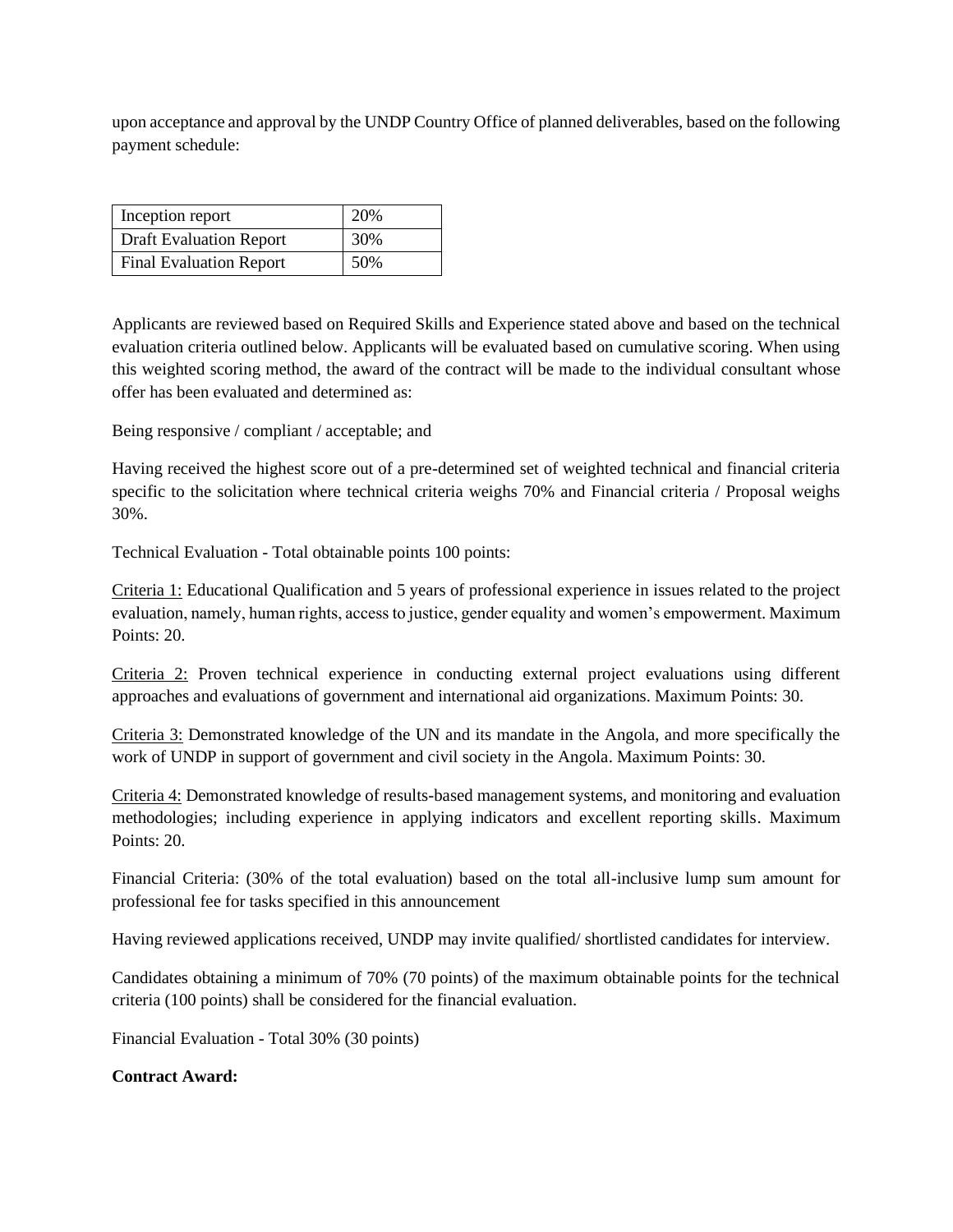upon acceptance and approval by the UNDP Country Office of planned deliverables, based on the following payment schedule:

| | |
|---|---|
| Inception report | 20% |
| Draft Evaluation Report | 30% |
| Final Evaluation Report | 50% |

Applicants are reviewed based on Required Skills and Experience stated above and based on the technical evaluation criteria outlined below. Applicants will be evaluated based on cumulative scoring. When using this weighted scoring method, the award of the contract will be made to the individual consultant whose offer has been evaluated and determined as:

Being responsive / compliant / acceptable; and

Having received the highest score out of a pre-determined set of weighted technical and financial criteria specific to the solicitation where technical criteria weighs 70% and Financial criteria / Proposal weighs 30%.

Technical Evaluation - Total obtainable points 100 points:

<u>Criteria 1:</u> Educational Qualification and 5 years of professional experience in issues related to the project evaluation, namely, human rights, access to justice, gender equality and women's empowerment. Maximum Points: 20.

<u>Criteria 2:</u> Proven technical experience in conducting external project evaluations using different approaches and evaluations of government and international aid organizations. Maximum Points: 30.

<u>Criteria 3:</u> Demonstrated knowledge of the UN and its mandate in the Angola, and more specifically the work of UNDP in support of government and civil society in the Angola. Maximum Points: 30.

<u>Criteria 4:</u> Demonstrated knowledge of results-based management systems, and monitoring and evaluation methodologies; including experience in applying indicators and excellent reporting skills. Maximum Points: 20.

Financial Criteria: (30% of the total evaluation) based on the total all-inclusive lump sum amount for professional fee for tasks specified in this announcement

Having reviewed applications received, UNDP may invite qualified/ shortlisted candidates for interview.

Candidates obtaining a minimum of 70% (70 points) of the maximum obtainable points for the technical criteria (100 points) shall be considered for the financial evaluation.

Financial Evaluation - Total 30% (30 points)

**Contract Award:**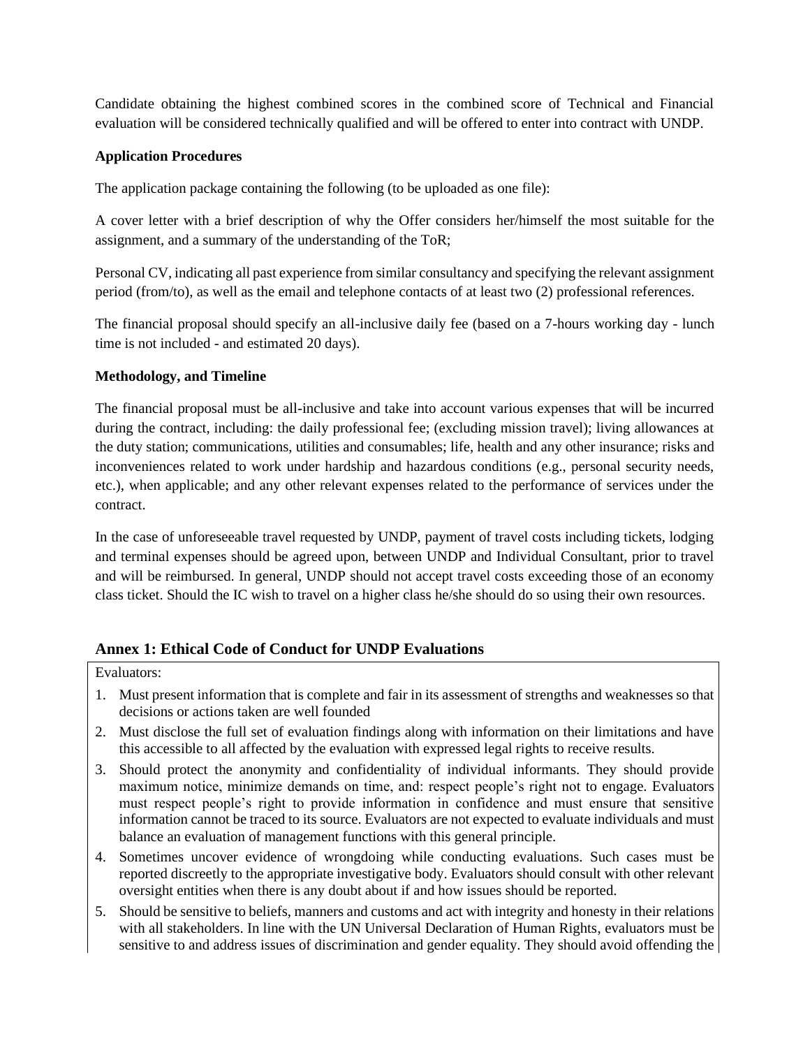Candidate obtaining the highest combined scores in the combined score of Technical and Financial evaluation will be considered technically qualified and will be offered to enter into contract with UNDP.

**Application Procedures**

The application package containing the following (to be uploaded as one file):

A cover letter with a brief description of why the Offer considers her/himself the most suitable for the assignment, and a summary of the understanding of the ToR;

Personal CV, indicating all past experience from similar consultancy and specifying the relevant assignment period (from/to), as well as the email and telephone contacts of at least two (2) professional references.

The financial proposal should specify an all-inclusive daily fee (based on a 7-hours working day - lunch time is not included - and estimated 20 days).

**Methodology, and Timeline**

The financial proposal must be all-inclusive and take into account various expenses that will be incurred during the contract, including: the daily professional fee; (excluding mission travel); living allowances at the duty station; communications, utilities and consumables; life, health and any other insurance; risks and inconveniences related to work under hardship and hazardous conditions (e.g., personal security needs, etc.), when applicable; and any other relevant expenses related to the performance of services under the contract.

In the case of unforeseeable travel requested by UNDP, payment of travel costs including tickets, lodging and terminal expenses should be agreed upon, between UNDP and Individual Consultant, prior to travel and will be reimbursed. In general, UNDP should not accept travel costs exceeding those of an economy class ticket. Should the IC wish to travel on a higher class he/she should do so using their own resources.

## Annex 1: Ethical Code of Conduct for UNDP Evaluations

Evaluators:

1. Must present information that is complete and fair in its assessment of strengths and weaknesses so that decisions or actions taken are well founded
2. Must disclose the full set of evaluation findings along with information on their limitations and have this accessible to all affected by the evaluation with expressed legal rights to receive results.
3. Should protect the anonymity and confidentiality of individual informants. They should provide maximum notice, minimize demands on time, and: respect people's right not to engage. Evaluators must respect people's right to provide information in confidence and must ensure that sensitive information cannot be traced to its source. Evaluators are not expected to evaluate individuals and must balance an evaluation of management functions with this general principle.
4. Sometimes uncover evidence of wrongdoing while conducting evaluations. Such cases must be reported discreetly to the appropriate investigative body. Evaluators should consult with other relevant oversight entities when there is any doubt about if and how issues should be reported.
5. Should be sensitive to beliefs, manners and customs and act with integrity and honesty in their relations with all stakeholders. In line with the UN Universal Declaration of Human Rights, evaluators must be sensitive to and address issues of discrimination and gender equality. They should avoid offending the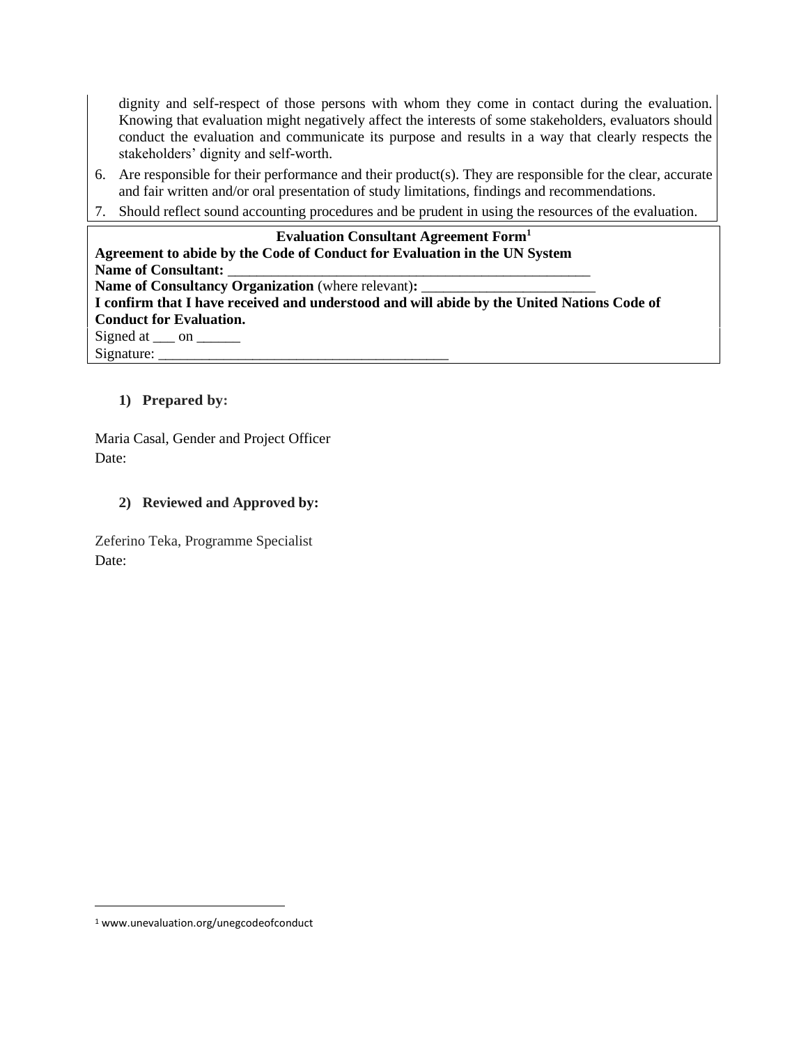dignity and self-respect of those persons with whom they come in contact during the evaluation. Knowing that evaluation might negatively affect the interests of some stakeholders, evaluators should conduct the evaluation and communicate its purpose and results in a way that clearly respects the stakeholders' dignity and self-worth.

6. Are responsible for their performance and their product(s). They are responsible for the clear, accurate and fair written and/or oral presentation of study limitations, findings and recommendations.
7. Should reflect sound accounting procedures and be prudent in using the resources of the evaluation.

**Evaluation Consultant Agreement Form**[1]

**Agreement to abide by the Code of Conduct for Evaluation in the UN System**

**Name of Consultant:** ____________________________________________________

**Name of Consultancy Organization** (where relevant)**:** ________________________

**I confirm that I have received and understood and will abide by the United Nations Code of Conduct for Evaluation.**

Signed at ___ on ______

Signature: ________________________________________

1) **Prepared by:**

Maria Casal, Gender and Project Officer
Date:

2) **Reviewed and Approved by:**

Zeferino Teka, Programme Specialist
Date:

[1] www.unevaluation.org/unegcodeofconduct